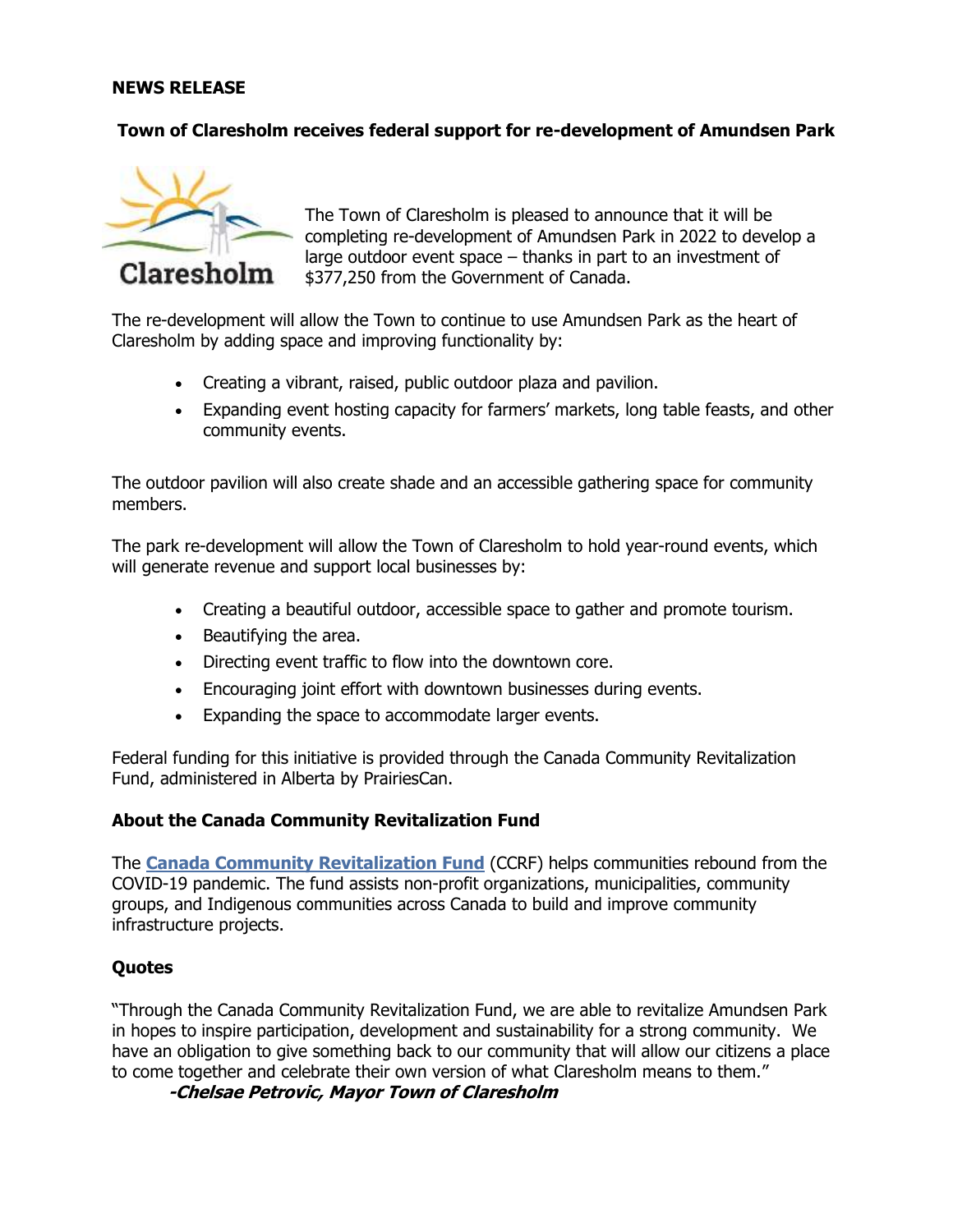**NEWS RELEASE**

# Town of Claresholm receives federal support for re-development of Amundsen Park

Claresholm

The Town of Claresholm is pleased to announce that it will be completing re-development of Amundsen Park in 2022 to develop a large outdoor event space – thanks in part to an investment of $377,250 from the Government of Canada.

The re-development will allow the Town to continue to use Amundsen Park as the heart of Claresholm by adding space and improving functionality by:

- Creating a vibrant, raised, public outdoor plaza and pavilion.
- Expanding event hosting capacity for farmers' markets, long table feasts, and other community events.

The outdoor pavilion will also create shade and an accessible gathering space for community members.

The park re-development will allow the Town of Claresholm to hold year-round events, which will generate revenue and support local businesses by:

- Creating a beautiful outdoor, accessible space to gather and promote tourism.
- Beautifying the area.
- Directing event traffic to flow into the downtown core.
- Encouraging joint effort with downtown businesses during events.
- Expanding the space to accommodate larger events.

Federal funding for this initiative is provided through the Canada Community Revitalization Fund, administered in Alberta by PrairiesCan.

## About the Canada Community Revitalization Fund

The **Canada Community Revitalization Fund** (CCRF) helps communities rebound from the COVID-19 pandemic. The fund assists non-profit organizations, municipalities, community groups, and Indigenous communities across Canada to build and improve community infrastructure projects.

## Quotes

"Through the Canada Community Revitalization Fund, we are able to revitalize Amundsen Park in hopes to inspire participation, development and sustainability for a strong community. We have an obligation to give something back to our community that will allow our citizens a place to come together and celebrate their own version of what Claresholm means to them."

***-Chelsae Petrovic, Mayor Town of Claresholm***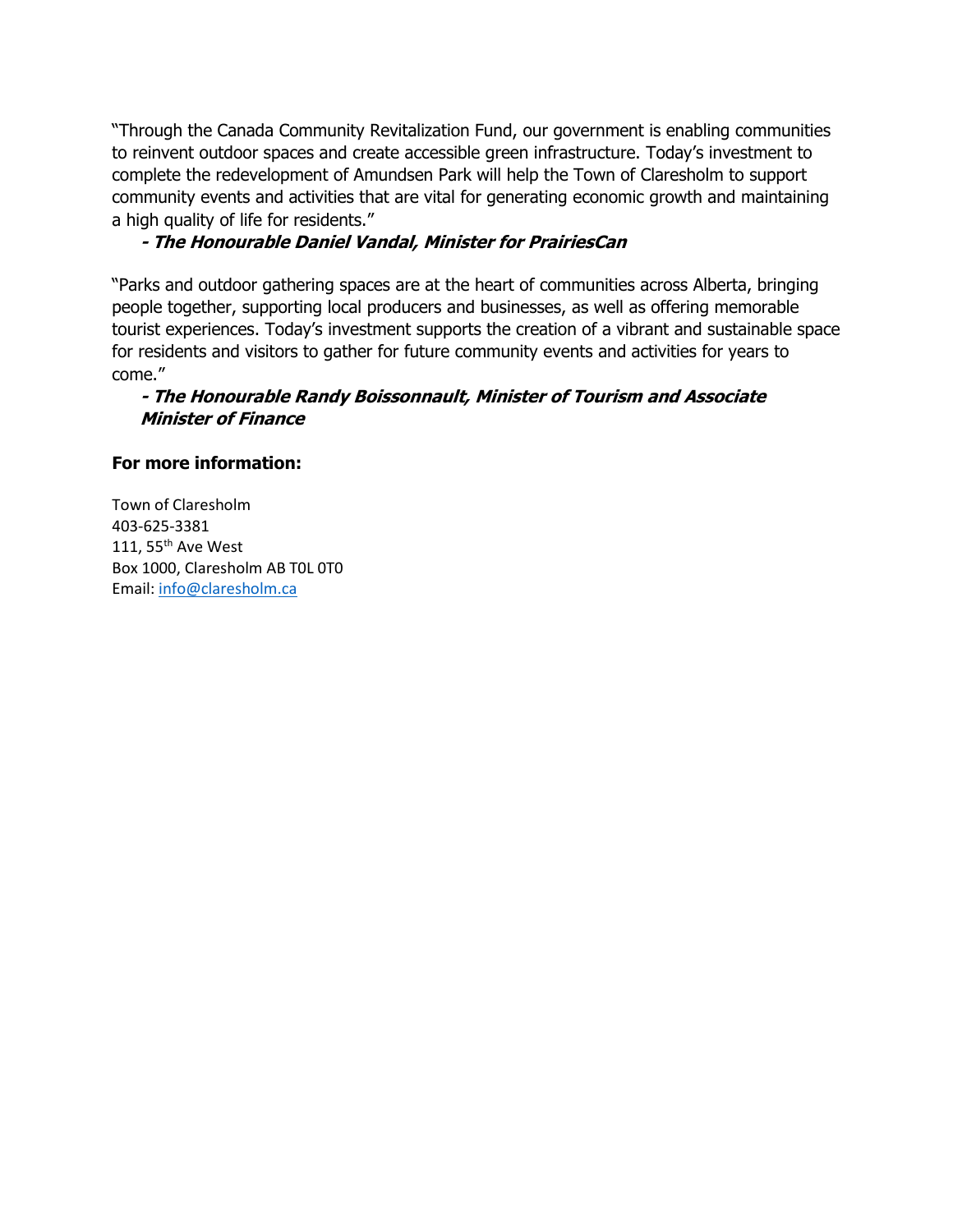"Through the Canada Community Revitalization Fund, our government is enabling communities to reinvent outdoor spaces and create accessible green infrastructure. Today's investment to complete the redevelopment of Amundsen Park will help the Town of Claresholm to support community events and activities that are vital for generating economic growth and maintaining a high quality of life for residents."

***- The Honourable Daniel Vandal, Minister for PrairiesCan***

"Parks and outdoor gathering spaces are at the heart of communities across Alberta, bringing people together, supporting local producers and businesses, as well as offering memorable tourist experiences. Today's investment supports the creation of a vibrant and sustainable space for residents and visitors to gather for future community events and activities for years to come."

***- The Honourable Randy Boissonnault, Minister of Tourism and Associate Minister of Finance***

**For more information:**

Town of Claresholm
403-625-3381
111, 55th Ave West
Box 1000, Claresholm AB T0L 0T0
Email: info@claresholm.ca